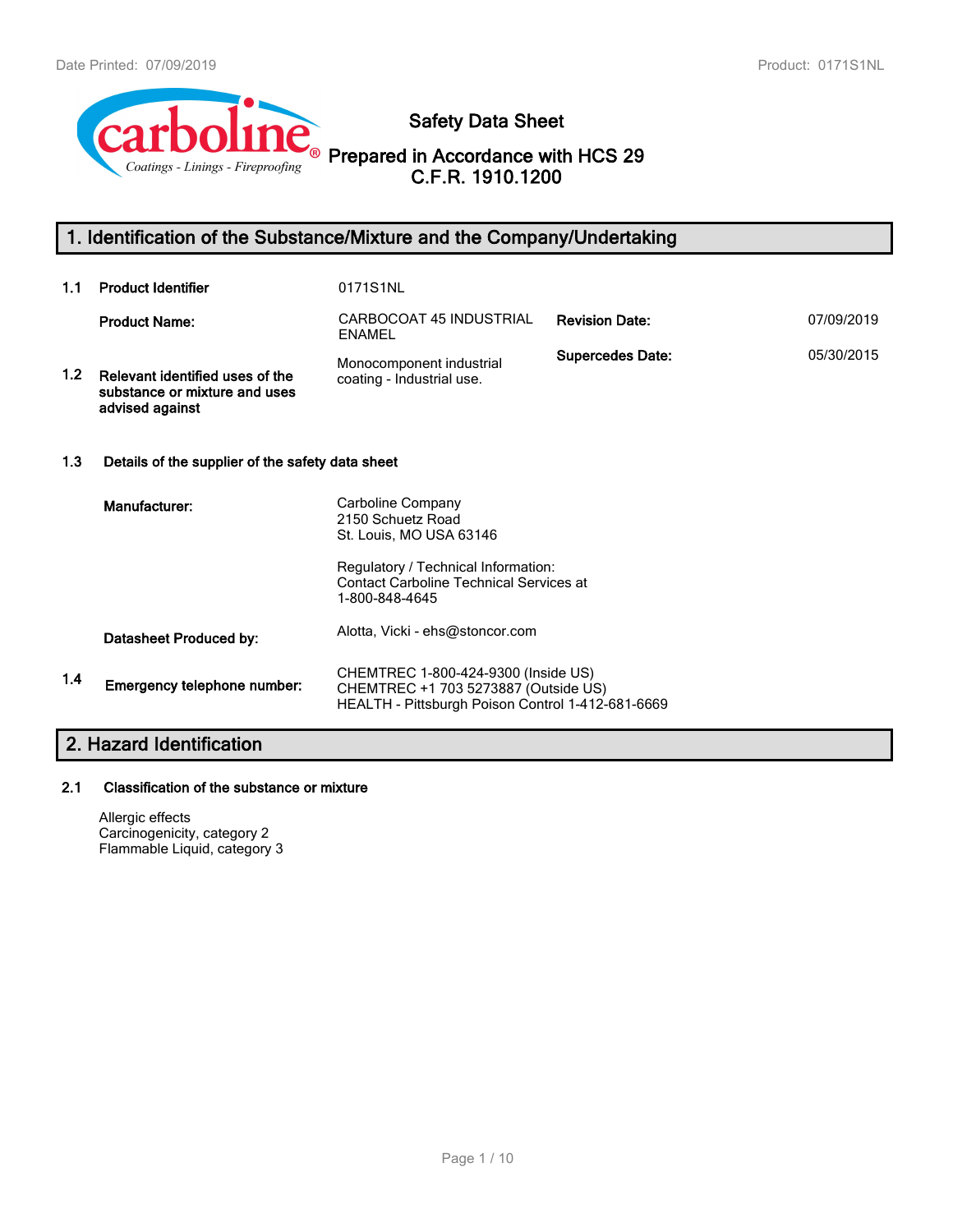# Safety Data Sheet

## Prepared in Accordance with HCS 29 C.F.R. 1910.1200

## 1. Identification of the Substance/Mixture and the Company/Undertaking

| | | | | |
|---|---|---|---|---|
| 1.1 | **Product Identifier** | 0171S1NL | | |
| | **Product Name:** | CARBOCOAT 45 INDUSTRIAL ENAMEL | **Revision Date:** | 07/09/2019 |
| 1.2 | **Relevant identified uses of the substance or mixture and uses advised against** | Monocomponent industrial coating - Industrial use. | **Supercedes Date:** | 05/30/2015 |

**1.3 Details of the supplier of the safety data sheet**

**Manufacturer:**

Carboline Company
2150 Schuetz Road
St. Louis, MO USA 63146

Regulatory / Technical Information:
Contact Carboline Technical Services at
1-800-848-4645

**Datasheet Produced by:** Alotta, Vicki - ehs@stoncor.com

**1.4 Emergency telephone number:**

CHEMTREC 1-800-424-9300 (Inside US)
CHEMTREC +1 703 5273887 (Outside US)
HEALTH - Pittsburgh Poison Control 1-412-681-6669

## 2. Hazard Identification

**2.1 Classification of the substance or mixture**

Allergic effects
Carcinogenicity, category 2
Flammable Liquid, category 3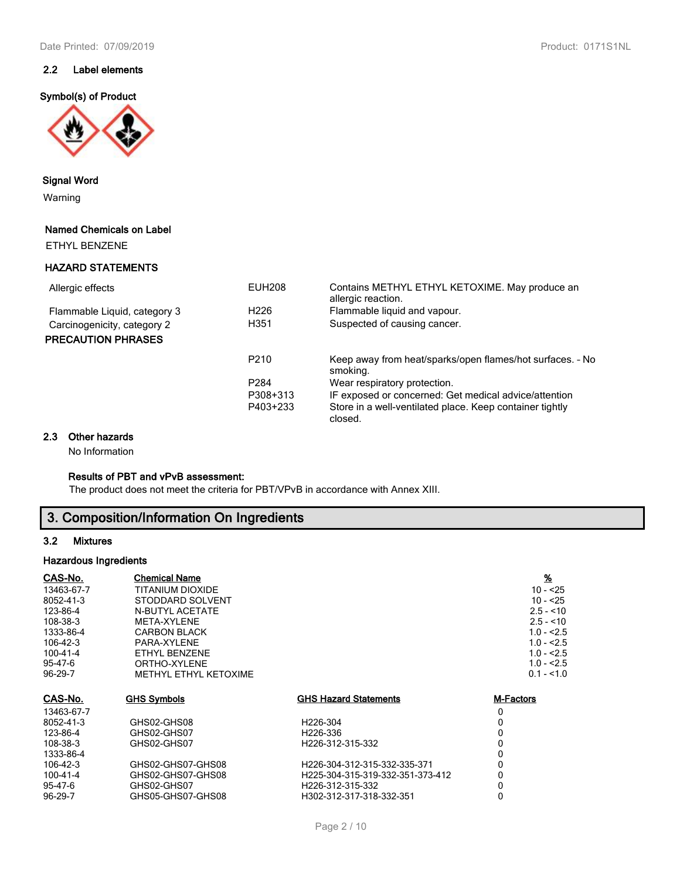### 2.2 Label elements

**Symbol(s) of Product**

**Signal Word**

Warning

**Named Chemicals on Label**

ETHYL BENZENE

**HAZARD STATEMENTS**

| | | |
|---|---|---|
| Allergic effects | EUH208 | Contains METHYL ETHYL KETOXIME. May produce an allergic reaction. |
| Flammable Liquid, category 3 | H226 | Flammable liquid and vapour. |
| Carcinogenicity, category 2 | H351 | Suspected of causing cancer. |

**PRECAUTION PHRASES**

| | |
|---|---|
| P210 | Keep away from heat/sparks/open flames/hot surfaces. - No smoking. |
| P284 | Wear respiratory protection. |
| P308+313 | IF exposed or concerned: Get medical advice/attention |
| P403+233 | Store in a well-ventilated place. Keep container tightly closed. |

### 2.3 Other hazards

No Information

**Results of PBT and vPvB assessment:**

The product does not meet the criteria for PBT/VPvB in accordance with Annex XIII.

## 3. Composition/Information On Ingredients

### 3.2 Mixtures

**Hazardous Ingredients**

| CAS-No. | Chemical Name | % |
|---|---|---|
| 13463-67-7 | TITANIUM DIOXIDE | 10 - <25 |
| 8052-41-3 | STODDARD SOLVENT | 10 - <25 |
| 123-86-4 | N-BUTYL ACETATE | 2.5 - <10 |
| 108-38-3 | META-XYLENE | 2.5 - <10 |
| 1333-86-4 | CARBON BLACK | 1.0 - <2.5 |
| 106-42-3 | PARA-XYLENE | 1.0 - <2.5 |
| 100-41-4 | ETHYL BENZENE | 1.0 - <2.5 |
| 95-47-6 | ORTHO-XYLENE | 1.0 - <2.5 |
| 96-29-7 | METHYL ETHYL KETOXIME | 0.1 - <1.0 |

| CAS-No. | GHS Symbols | GHS Hazard Statements | M-Factors |
|---|---|---|---|
| 13463-67-7 | | | 0 |
| 8052-41-3 | GHS02-GHS08 | H226-304 | 0 |
| 123-86-4 | GHS02-GHS07 | H226-336 | 0 |
| 108-38-3 | GHS02-GHS07 | H226-312-315-332 | 0 |
| 1333-86-4 | | | 0 |
| 106-42-3 | GHS02-GHS07-GHS08 | H226-304-312-315-332-335-371 | 0 |
| 100-41-4 | GHS02-GHS07-GHS08 | H225-304-315-319-332-351-373-412 | 0 |
| 95-47-6 | GHS02-GHS07 | H226-312-315-332 | 0 |
| 96-29-7 | GHS05-GHS07-GHS08 | H302-312-317-318-332-351 | 0 |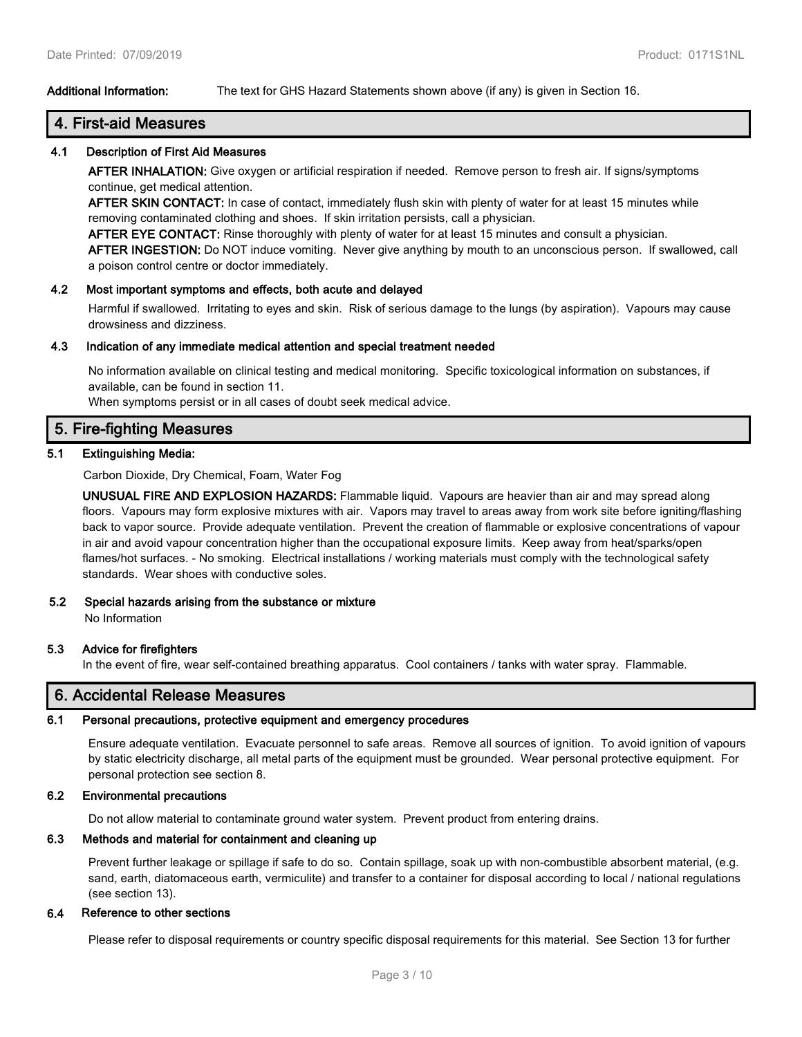**Additional Information:** The text for GHS Hazard Statements shown above (if any) is given in Section 16.

## 4. First-aid Measures

### 4.1 Description of First Aid Measures

**AFTER INHALATION:** Give oxygen or artificial respiration if needed. Remove person to fresh air. If signs/symptoms continue, get medical attention.

**AFTER SKIN CONTACT:** In case of contact, immediately flush skin with plenty of water for at least 15 minutes while removing contaminated clothing and shoes. If skin irritation persists, call a physician.

**AFTER EYE CONTACT:** Rinse thoroughly with plenty of water for at least 15 minutes and consult a physician.

**AFTER INGESTION:** Do NOT induce vomiting. Never give anything by mouth to an unconscious person. If swallowed, call a poison control centre or doctor immediately.

### 4.2 Most important symptoms and effects, both acute and delayed

Harmful if swallowed. Irritating to eyes and skin. Risk of serious damage to the lungs (by aspiration). Vapours may cause drowsiness and dizziness.

### 4.3 Indication of any immediate medical attention and special treatment needed

No information available on clinical testing and medical monitoring. Specific toxicological information on substances, if available, can be found in section 11.

When symptoms persist or in all cases of doubt seek medical advice.

## 5. Fire-fighting Measures

### 5.1 Extinguishing Media:

Carbon Dioxide, Dry Chemical, Foam, Water Fog

**UNUSUAL FIRE AND EXPLOSION HAZARDS:** Flammable liquid. Vapours are heavier than air and may spread along floors. Vapours may form explosive mixtures with air. Vapors may travel to areas away from work site before igniting/flashing back to vapor source. Provide adequate ventilation. Prevent the creation of flammable or explosive concentrations of vapour in air and avoid vapour concentration higher than the occupational exposure limits. Keep away from heat/sparks/open flames/hot surfaces. - No smoking. Electrical installations / working materials must comply with the technological safety standards. Wear shoes with conductive soles.

### 5.2 Special hazards arising from the substance or mixture

No Information

### 5.3 Advice for firefighters

In the event of fire, wear self-contained breathing apparatus. Cool containers / tanks with water spray. Flammable.

## 6. Accidental Release Measures

### 6.1 Personal precautions, protective equipment and emergency procedures

Ensure adequate ventilation. Evacuate personnel to safe areas. Remove all sources of ignition. To avoid ignition of vapours by static electricity discharge, all metal parts of the equipment must be grounded. Wear personal protective equipment. For personal protection see section 8.

### 6.2 Environmental precautions

Do not allow material to contaminate ground water system. Prevent product from entering drains.

### 6.3 Methods and material for containment and cleaning up

Prevent further leakage or spillage if safe to do so. Contain spillage, soak up with non-combustible absorbent material, (e.g. sand, earth, diatomaceous earth, vermiculite) and transfer to a container for disposal according to local / national regulations (see section 13).

### 6.4 Reference to other sections

Please refer to disposal requirements or country specific disposal requirements for this material. See Section 13 for further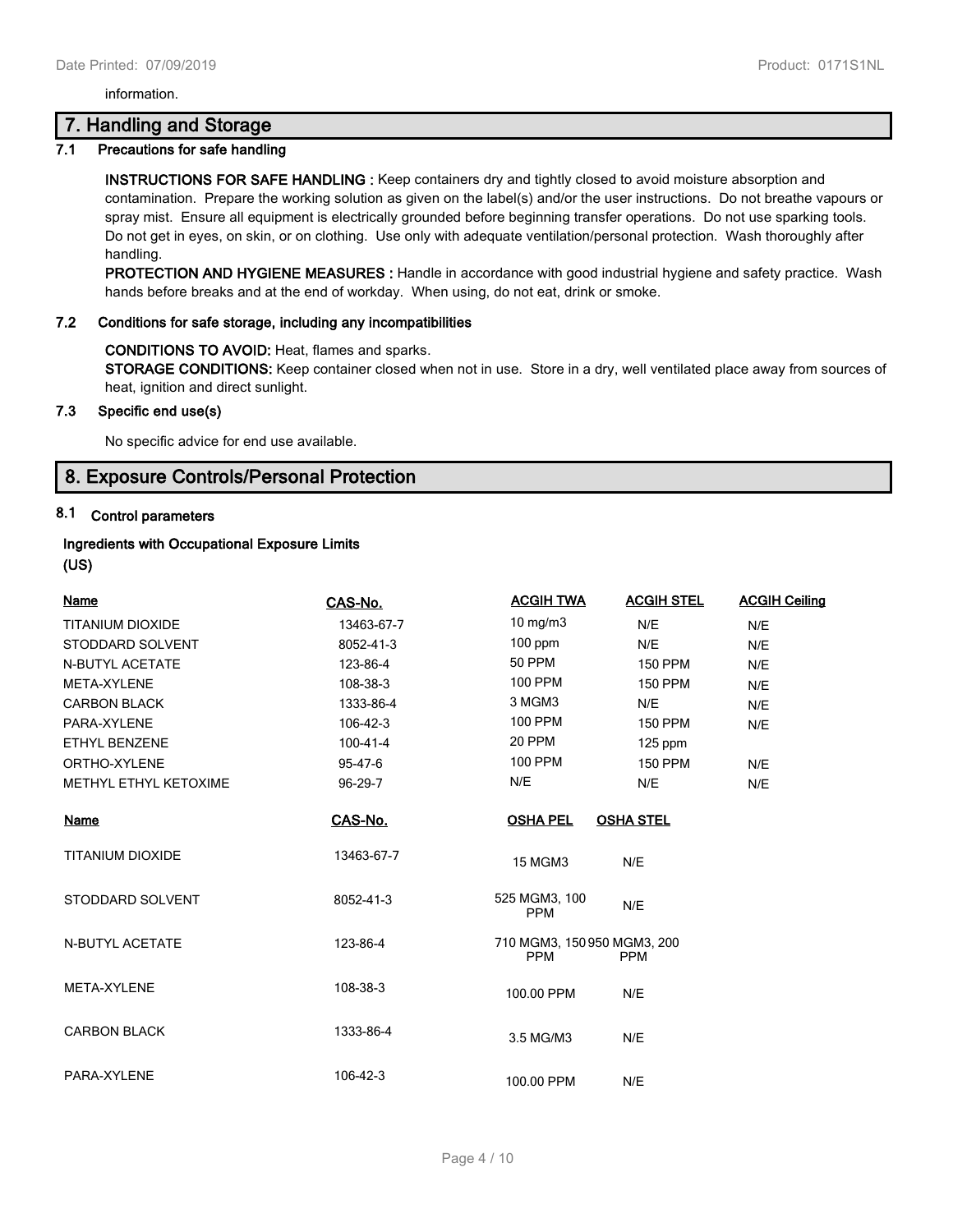information.

## 7. Handling and Storage

### 7.1 Precautions for safe handling

**INSTRUCTIONS FOR SAFE HANDLING :** Keep containers dry and tightly closed to avoid moisture absorption and contamination. Prepare the working solution as given on the label(s) and/or the user instructions. Do not breathe vapours or spray mist. Ensure all equipment is electrically grounded before beginning transfer operations. Do not use sparking tools. Do not get in eyes, on skin, or on clothing. Use only with adequate ventilation/personal protection. Wash thoroughly after handling.

**PROTECTION AND HYGIENE MEASURES :** Handle in accordance with good industrial hygiene and safety practice. Wash hands before breaks and at the end of workday. When using, do not eat, drink or smoke.

### 7.2 Conditions for safe storage, including any incompatibilities

**CONDITIONS TO AVOID:** Heat, flames and sparks.

**STORAGE CONDITIONS:** Keep container closed when not in use. Store in a dry, well ventilated place away from sources of heat, ignition and direct sunlight.

### 7.3 Specific end use(s)

No specific advice for end use available.

## 8. Exposure Controls/Personal Protection

### 8.1 Control parameters

**Ingredients with Occupational Exposure Limits (US)**

| Name | CAS-No. | ACGIH TWA | ACGIH STEL | ACGIH Ceiling |
|---|---|---|---|---|
| TITANIUM DIOXIDE | 13463-67-7 | 10 mg/m3 | N/E | N/E |
| STODDARD SOLVENT | 8052-41-3 | 100 ppm | N/E | N/E |
| N-BUTYL ACETATE | 123-86-4 | 50 PPM | 150 PPM | N/E |
| META-XYLENE | 108-38-3 | 100 PPM | 150 PPM | N/E |
| CARBON BLACK | 1333-86-4 | 3 MGM3 | N/E | N/E |
| PARA-XYLENE | 106-42-3 | 100 PPM | 150 PPM | N/E |
| ETHYL BENZENE | 100-41-4 | 20 PPM | 125 ppm | |
| ORTHO-XYLENE | 95-47-6 | 100 PPM | 150 PPM | N/E |
| METHYL ETHYL KETOXIME | 96-29-7 | N/E | N/E | N/E |

| Name | CAS-No. | OSHA PEL | OSHA STEL |
|---|---|---|---|
| TITANIUM DIOXIDE | 13463-67-7 | 15 MGM3 | N/E |
| STODDARD SOLVENT | 8052-41-3 | 525 MGM3, 100 PPM | N/E |
| N-BUTYL ACETATE | 123-86-4 | 710 MGM3, 150 PPM | 950 MGM3, 200 PPM |
| META-XYLENE | 108-38-3 | 100.00 PPM | N/E |
| CARBON BLACK | 1333-86-4 | 3.5 MG/M3 | N/E |
| PARA-XYLENE | 106-42-3 | 100.00 PPM | N/E |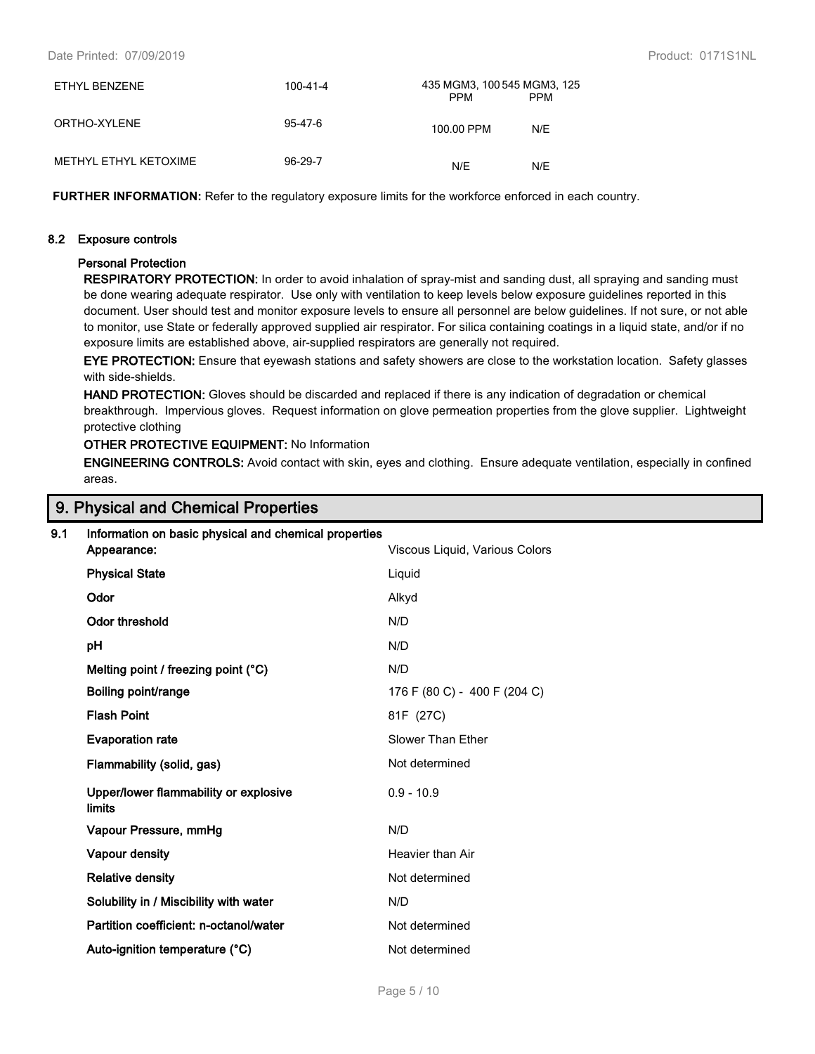| | | | |
|---|---|---|---|
| ETHYL BENZENE | 100-41-4 | 435 MGM3, 100 PPM | 545 MGM3, 125 PPM |
| ORTHO-XYLENE | 95-47-6 | 100.00 PPM | N/E |
| METHYL ETHYL KETOXIME | 96-29-7 | N/E | N/E |

**FURTHER INFORMATION:** Refer to the regulatory exposure limits for the workforce enforced in each country.

### 8.2 Exposure controls

**Personal Protection**

**RESPIRATORY PROTECTION:** In order to avoid inhalation of spray-mist and sanding dust, all spraying and sanding must be done wearing adequate respirator. Use only with ventilation to keep levels below exposure guidelines reported in this document. User should test and monitor exposure levels to ensure all personnel are below guidelines. If not sure, or not able to monitor, use State or federally approved supplied air respirator. For silica containing coatings in a liquid state, and/or if no exposure limits are established above, air-supplied respirators are generally not required.

**EYE PROTECTION:** Ensure that eyewash stations and safety showers are close to the workstation location. Safety glasses with side-shields.

**HAND PROTECTION:** Gloves should be discarded and replaced if there is any indication of degradation or chemical breakthrough. Impervious gloves. Request information on glove permeation properties from the glove supplier. Lightweight protective clothing

**OTHER PROTECTIVE EQUIPMENT:** No Information

**ENGINEERING CONTROLS:** Avoid contact with skin, eyes and clothing. Ensure adequate ventilation, especially in confined areas.

## 9. Physical and Chemical Properties

### 9.1 Information on basic physical and chemical properties

| | |
|---|---|
| **Appearance:** | Viscous Liquid, Various Colors |
| **Physical State** | Liquid |
| **Odor** | Alkyd |
| **Odor threshold** | N/D |
| **pH** | N/D |
| **Melting point / freezing point (°C)** | N/D |
| **Boiling point/range** | 176 F (80 C) - 400 F (204 C) |
| **Flash Point** | 81F (27C) |
| **Evaporation rate** | Slower Than Ether |
| **Flammability (solid, gas)** | Not determined |
| **Upper/lower flammability or explosive limits** | 0.9 - 10.9 |
| **Vapour Pressure, mmHg** | N/D |
| **Vapour density** | Heavier than Air |
| **Relative density** | Not determined |
| **Solubility in / Miscibility with water** | N/D |
| **Partition coefficient: n-octanol/water** | Not determined |
| **Auto-ignition temperature (°C)** | Not determined |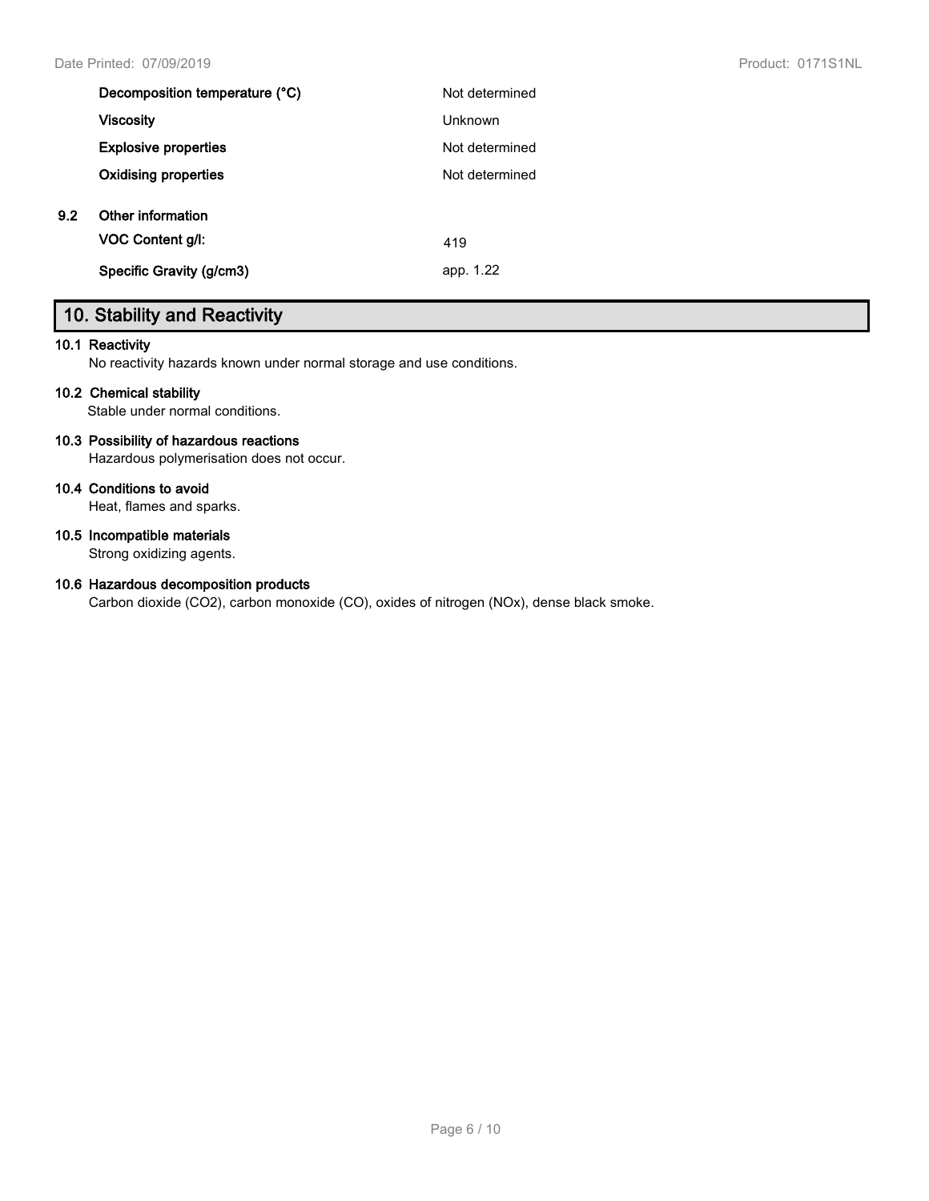| | |
|---|---|
| **Decomposition temperature (°C)** | Not determined |
| **Viscosity** | Unknown |
| **Explosive properties** | Not determined |
| **Oxidising properties** | Not determined |

**9.2 Other information**

| | |
|---|---|
| **VOC Content g/l:** | 419 |
| **Specific Gravity (g/cm3)** | app. 1.22 |

## 10. Stability and Reactivity

**10.1 Reactivity**

No reactivity hazards known under normal storage and use conditions.

**10.2 Chemical stability**

Stable under normal conditions.

**10.3 Possibility of hazardous reactions**

Hazardous polymerisation does not occur.

**10.4 Conditions to avoid**

Heat, flames and sparks.

**10.5 Incompatible materials**

Strong oxidizing agents.

**10.6 Hazardous decomposition products**

Carbon dioxide ($CO_2$), carbon monoxide (CO), oxides of nitrogen ($NO_x$), dense black smoke.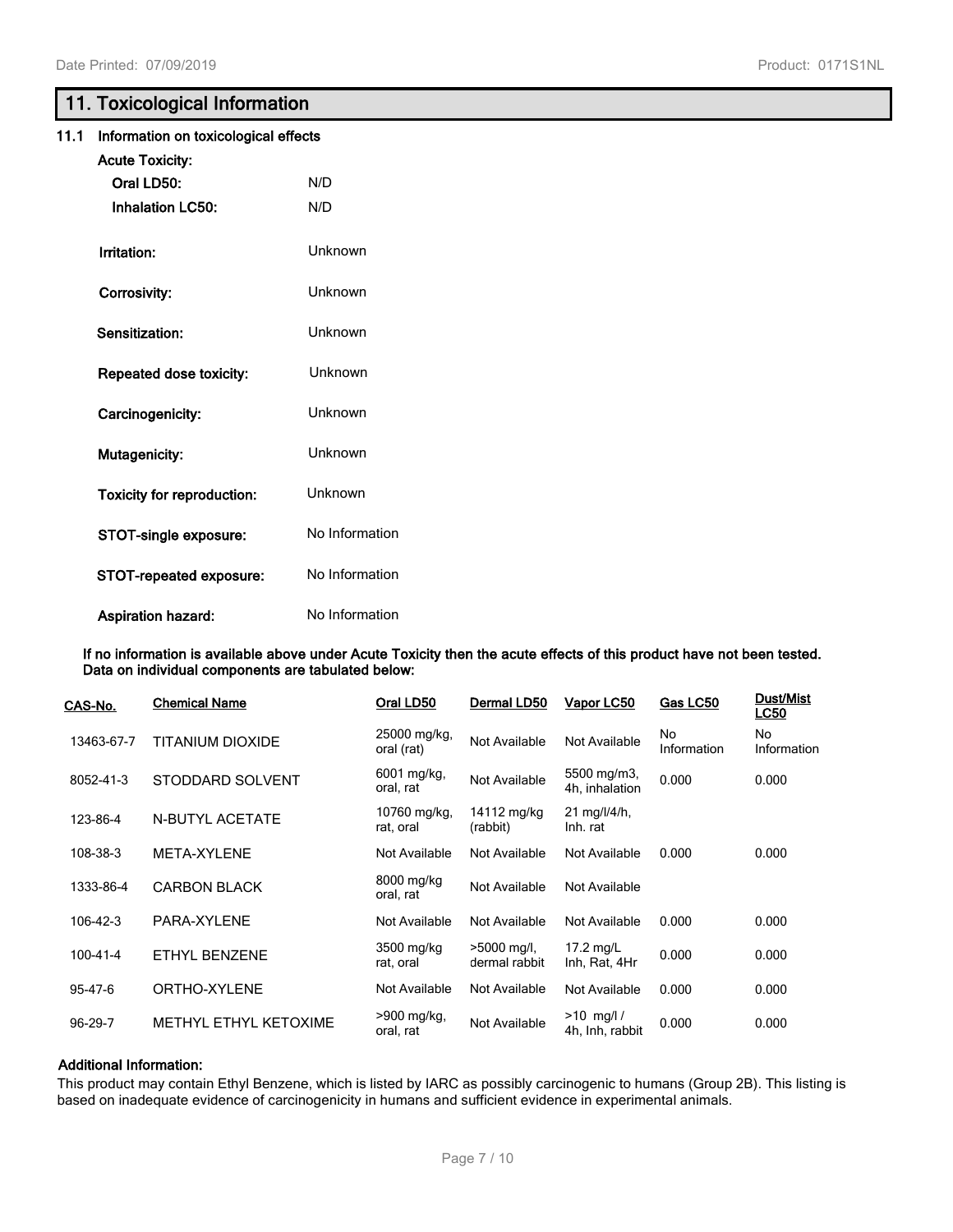## 11. Toxicological Information

### 11.1 Information on toxicological effects

**Acute Toxicity:**

**Oral LD50:** N/D

**Inhalation LC50:** N/D

**Irritation:** Unknown

**Corrosivity:** Unknown

**Sensitization:** Unknown

**Repeated dose toxicity:** Unknown

**Carcinogenicity:** Unknown

**Mutagenicity:** Unknown

**Toxicity for reproduction:** Unknown

**STOT-single exposure:** No Information

**STOT-repeated exposure:** No Information

**Aspiration hazard:** No Information

**If no information is available above under Acute Toxicity then the acute effects of this product have not been tested. Data on individual components are tabulated below:**

| CAS-No. | Chemical Name | Oral LD50 | Dermal LD50 | Vapor LC50 | Gas LC50 | Dust/Mist LC50 |
|---|---|---|---|---|---|---|
| 13463-67-7 | TITANIUM DIOXIDE | 25000 mg/kg, oral (rat) | Not Available | Not Available | No Information | No Information |
| 8052-41-3 | STODDARD SOLVENT | 6001 mg/kg, oral, rat | Not Available | 5500 mg/m3, 4h, inhalation | 0.000 | 0.000 |
| 123-86-4 | N-BUTYL ACETATE | 10760 mg/kg, rat, oral | 14112 mg/kg (rabbit) | 21 mg/l/4/h, Inh. rat | | |
| 108-38-3 | META-XYLENE | Not Available | Not Available | Not Available | 0.000 | 0.000 |
| 1333-86-4 | CARBON BLACK | 8000 mg/kg oral, rat | Not Available | Not Available | | |
| 106-42-3 | PARA-XYLENE | Not Available | Not Available | Not Available | 0.000 | 0.000 |
| 100-41-4 | ETHYL BENZENE | 3500 mg/kg rat, oral | >5000 mg/l, dermal rabbit | 17.2 mg/L Inh, Rat, 4Hr | 0.000 | 0.000 |
| 95-47-6 | ORTHO-XYLENE | Not Available | Not Available | Not Available | 0.000 | 0.000 |
| 96-29-7 | METHYL ETHYL KETOXIME | >900 mg/kg, oral, rat | Not Available | >10 mg/l / 4h, Inh, rabbit | 0.000 | 0.000 |

**Additional Information:**

This product may contain Ethyl Benzene, which is listed by IARC as possibly carcinogenic to humans (Group 2B). This listing is based on inadequate evidence of carcinogenicity in humans and sufficient evidence in experimental animals.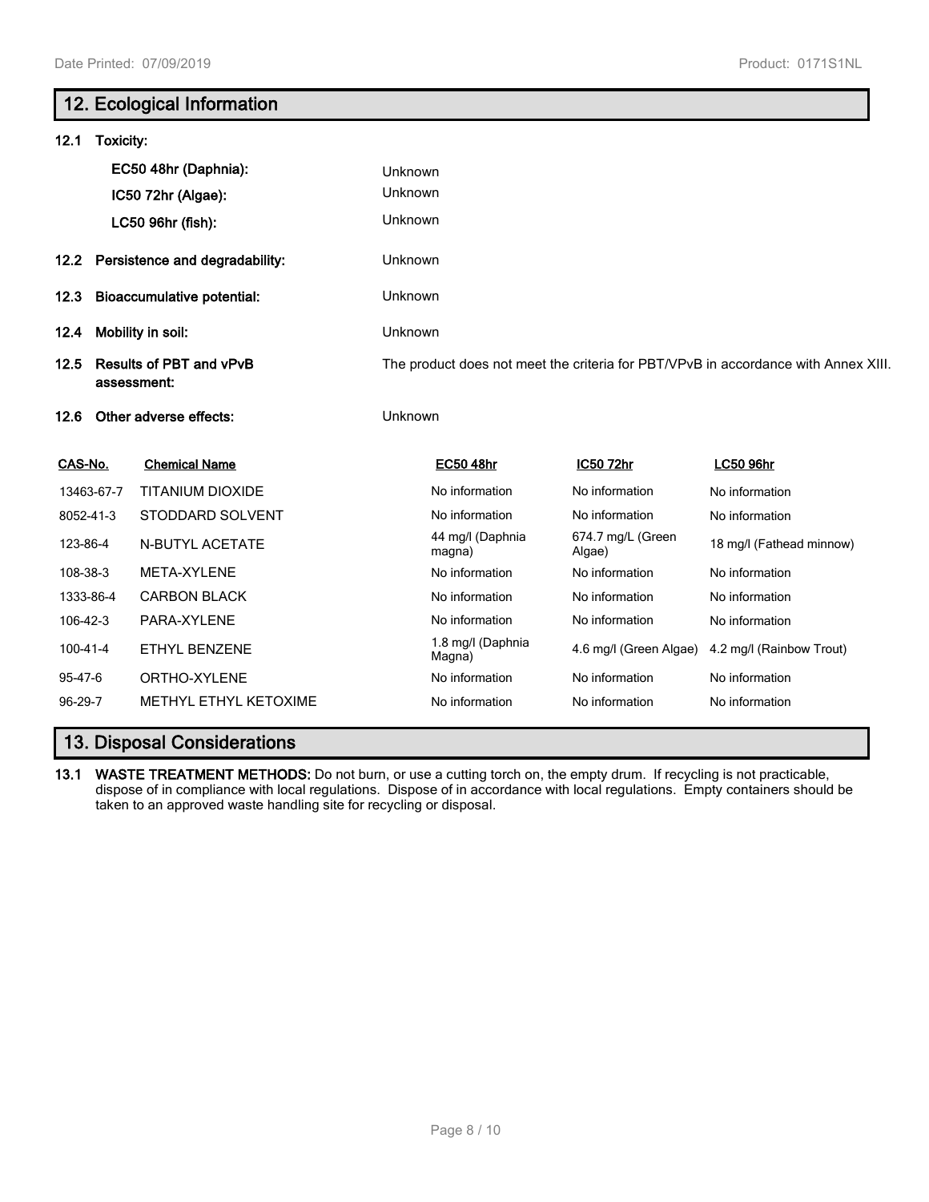## 12. Ecological Information

**12.1 Toxicity:**

| | |
|---|---|
| **EC50 48hr (Daphnia):** | Unknown |
| **IC50 72hr (Algae):** | Unknown |
| **LC50 96hr (fish):** | Unknown |

**12.2 Persistence and degradability:** Unknown

**12.3 Bioaccumulative potential:** Unknown

**12.4 Mobility in soil:** Unknown

**12.5 Results of PBT and vPvB assessment:** The product does not meet the criteria for PBT/VPvB in accordance with Annex XIII.

**12.6 Other adverse effects:** Unknown

| CAS-No. | Chemical Name | EC50 48hr | IC50 72hr | LC50 96hr |
|---|---|---|---|---|
| 13463-67-7 | TITANIUM DIOXIDE | No information | No information | No information |
| 8052-41-3 | STODDARD SOLVENT | No information | No information | No information |
| 123-86-4 | N-BUTYL ACETATE | 44 mg/l (Daphnia magna) | 674.7 mg/L (Green Algae) | 18 mg/l (Fathead minnow) |
| 108-38-3 | META-XYLENE | No information | No information | No information |
| 1333-86-4 | CARBON BLACK | No information | No information | No information |
| 106-42-3 | PARA-XYLENE | No information | No information | No information |
| 100-41-4 | ETHYL BENZENE | 1.8 mg/l (Daphnia Magna) | 4.6 mg/l (Green Algae) | 4.2 mg/l (Rainbow Trout) |
| 95-47-6 | ORTHO-XYLENE | No information | No information | No information |
| 96-29-7 | METHYL ETHYL KETOXIME | No information | No information | No information |

## 13. Disposal Considerations

**13.1 WASTE TREATMENT METHODS:** Do not burn, or use a cutting torch on, the empty drum. If recycling is not practicable, dispose of in compliance with local regulations. Dispose of in accordance with local regulations. Empty containers should be taken to an approved waste handling site for recycling or disposal.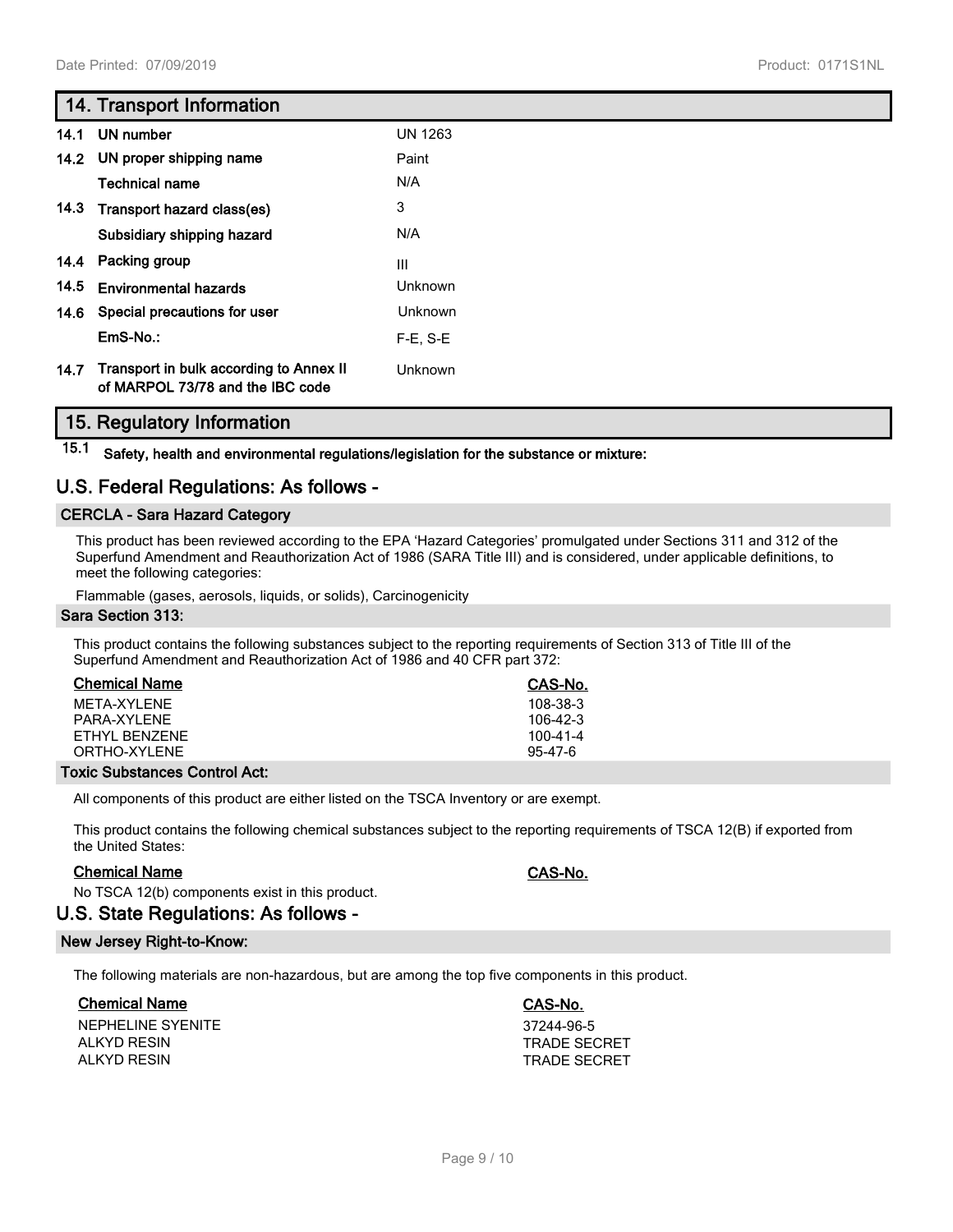## 14. Transport Information

| | | |
|---|---|---|
| 14.1 | UN number | UN 1263 |
| 14.2 | UN proper shipping name | Paint |
| | Technical name | N/A |
| 14.3 | Transport hazard class(es) | 3 |
| | Subsidiary shipping hazard | N/A |
| 14.4 | Packing group | III |
| 14.5 | Environmental hazards | Unknown |
| 14.6 | Special precautions for user | Unknown |
| | EmS-No.: | F-E, S-E |
| 14.7 | Transport in bulk according to Annex II of MARPOL 73/78 and the IBC code | Unknown |

## 15. Regulatory Information

**15.1 Safety, health and environmental regulations/legislation for the substance or mixture:**

### U.S. Federal Regulations: As follows -

**CERCLA - Sara Hazard Category**

This product has been reviewed according to the EPA 'Hazard Categories' promulgated under Sections 311 and 312 of the Superfund Amendment and Reauthorization Act of 1986 (SARA Title III) and is considered, under applicable definitions, to meet the following categories:

Flammable (gases, aerosols, liquids, or solids), Carcinogenicity

**Sara Section 313:**

This product contains the following substances subject to the reporting requirements of Section 313 of Title III of the Superfund Amendment and Reauthorization Act of 1986 and 40 CFR part 372:

| Chemical Name | CAS-No. |
|---|---|
| META-XYLENE | 108-38-3 |
| PARA-XYLENE | 106-42-3 |
| ETHYL BENZENE | 100-41-4 |
| ORTHO-XYLENE | 95-47-6 |

**Toxic Substances Control Act:**

All components of this product are either listed on the TSCA Inventory or are exempt.

This product contains the following chemical substances subject to the reporting requirements of TSCA 12(B) if exported from the United States:

| Chemical Name | CAS-No. |
|---|---|

No TSCA 12(b) components exist in this product.

### U.S. State Regulations: As follows -

**New Jersey Right-to-Know:**

The following materials are non-hazardous, but are among the top five components in this product.

| Chemical Name | CAS-No. |
|---|---|
| NEPHELINE SYENITE | 37244-96-5 |
| ALKYD RESIN | TRADE SECRET |
| ALKYD RESIN | TRADE SECRET |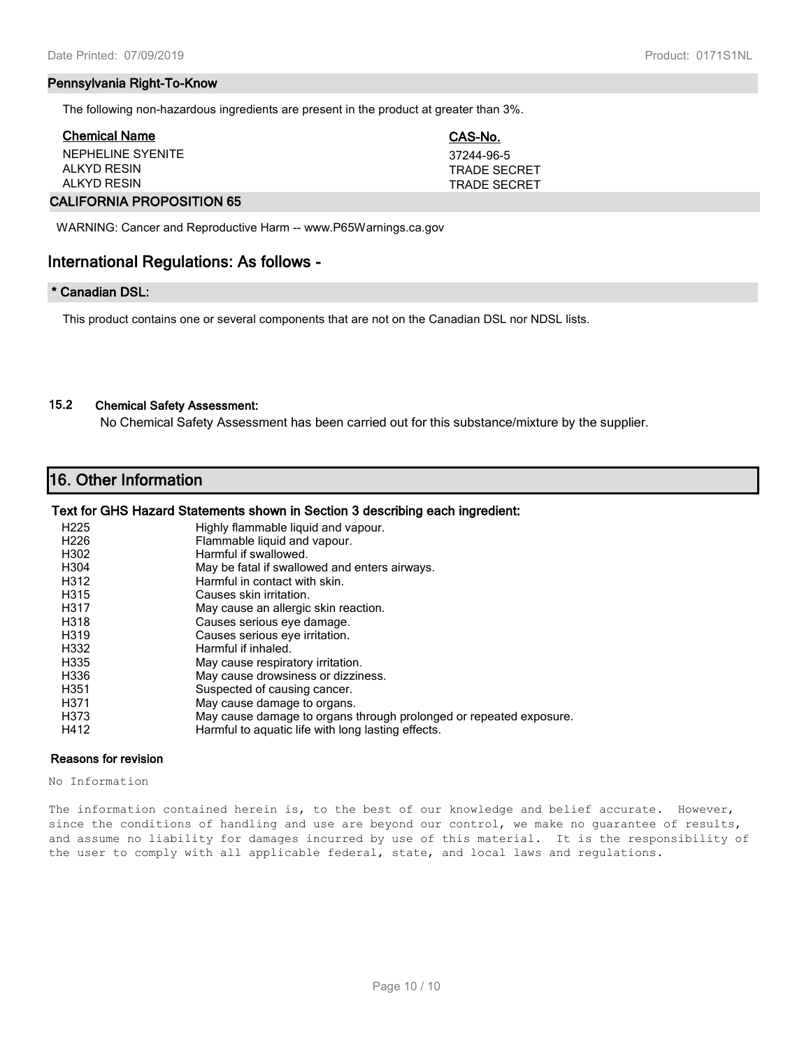### Pennsylvania Right-To-Know

The following non-hazardous ingredients are present in the product at greater than 3%.

| Chemical Name | CAS-No. |
| --- | --- |
| NEPHELINE SYENITE | 37244-96-5 |
| ALKYD RESIN | TRADE SECRET |
| ALKYD RESIN | TRADE SECRET |

### CALIFORNIA PROPOSITION 65

WARNING: Cancer and Reproductive Harm -- www.P65Warnings.ca.gov

## International Regulations: As follows -

### * Canadian DSL:

This product contains one or several components that are not on the Canadian DSL nor NDSL lists.

### 15.2 Chemical Safety Assessment:

No Chemical Safety Assessment has been carried out for this substance/mixture by the supplier.

## 16. Other Information

### Text for GHS Hazard Statements shown in Section 3 describing each ingredient:

| | |
| --- | --- |
| H225 | Highly flammable liquid and vapour. |
| H226 | Flammable liquid and vapour. |
| H302 | Harmful if swallowed. |
| H304 | May be fatal if swallowed and enters airways. |
| H312 | Harmful in contact with skin. |
| H315 | Causes skin irritation. |
| H317 | May cause an allergic skin reaction. |
| H318 | Causes serious eye damage. |
| H319 | Causes serious eye irritation. |
| H332 | Harmful if inhaled. |
| H335 | May cause respiratory irritation. |
| H336 | May cause drowsiness or dizziness. |
| H351 | Suspected of causing cancer. |
| H371 | May cause damage to organs. |
| H373 | May cause damage to organs through prolonged or repeated exposure. |
| H412 | Harmful to aquatic life with long lasting effects. |

### Reasons for revision

No Information

The information contained herein is, to the best of our knowledge and belief accurate. However, since the conditions of handling and use are beyond our control, we make no guarantee of results, and assume no liability for damages incurred by use of this material. It is the responsibility of the user to comply with all applicable federal, state, and local laws and regulations.